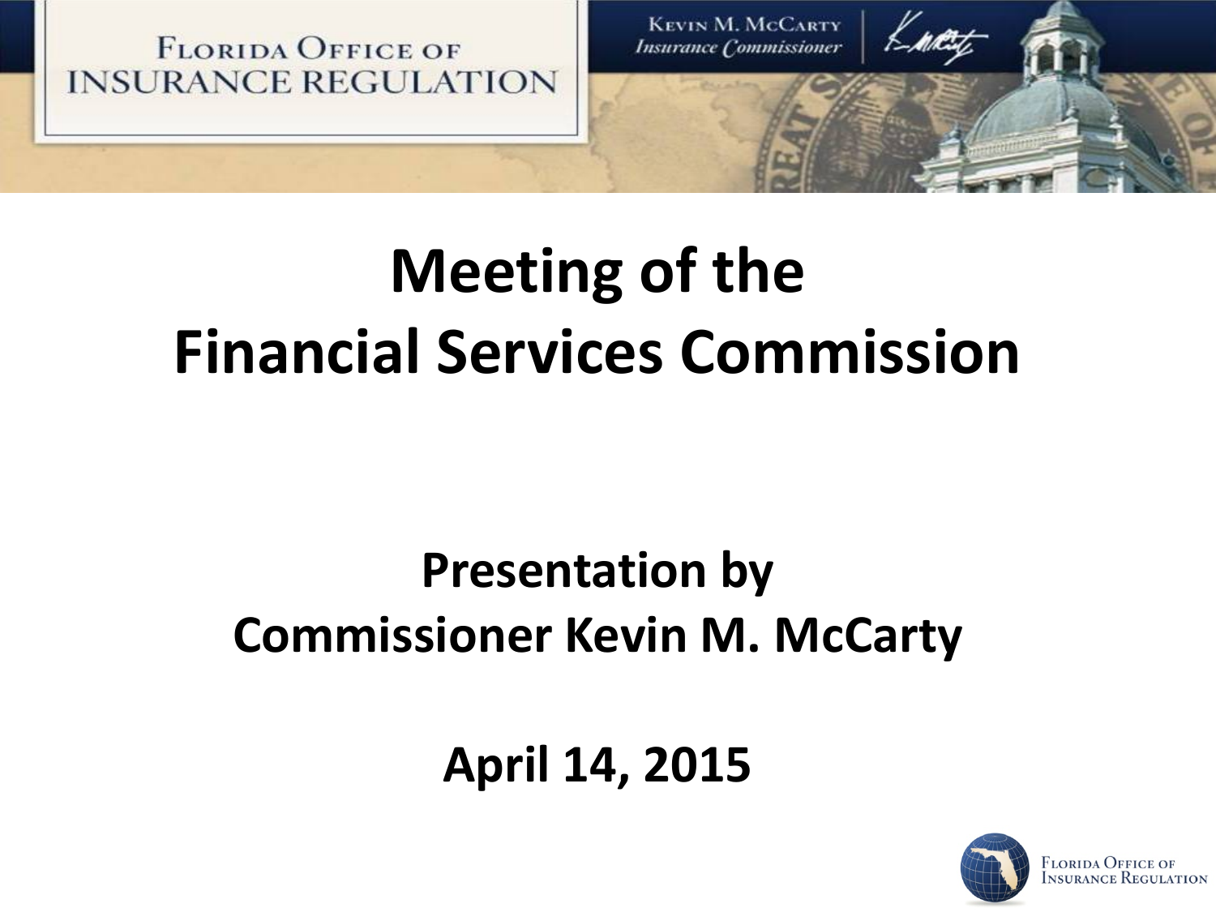# Meeting of the Financial Services Commission

## Presentation by Commissioner Kevin M. McCarty

## April 14, 2015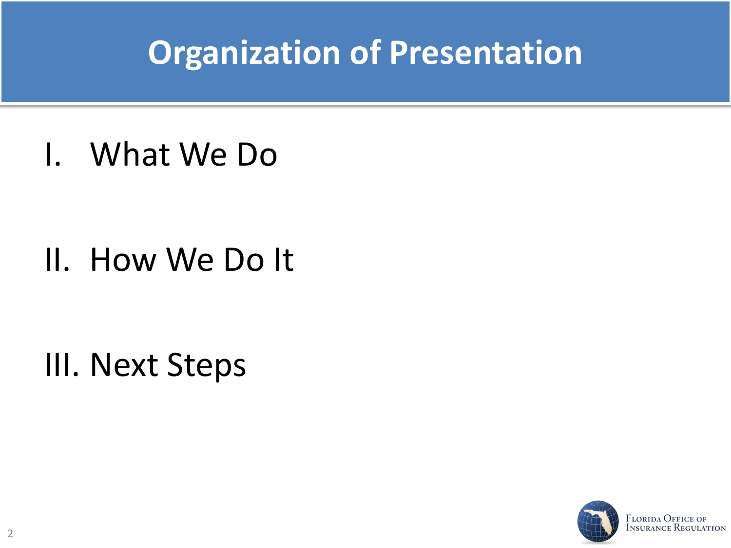# Organization of Presentation

I. What We Do

II. How We Do It

III. Next Steps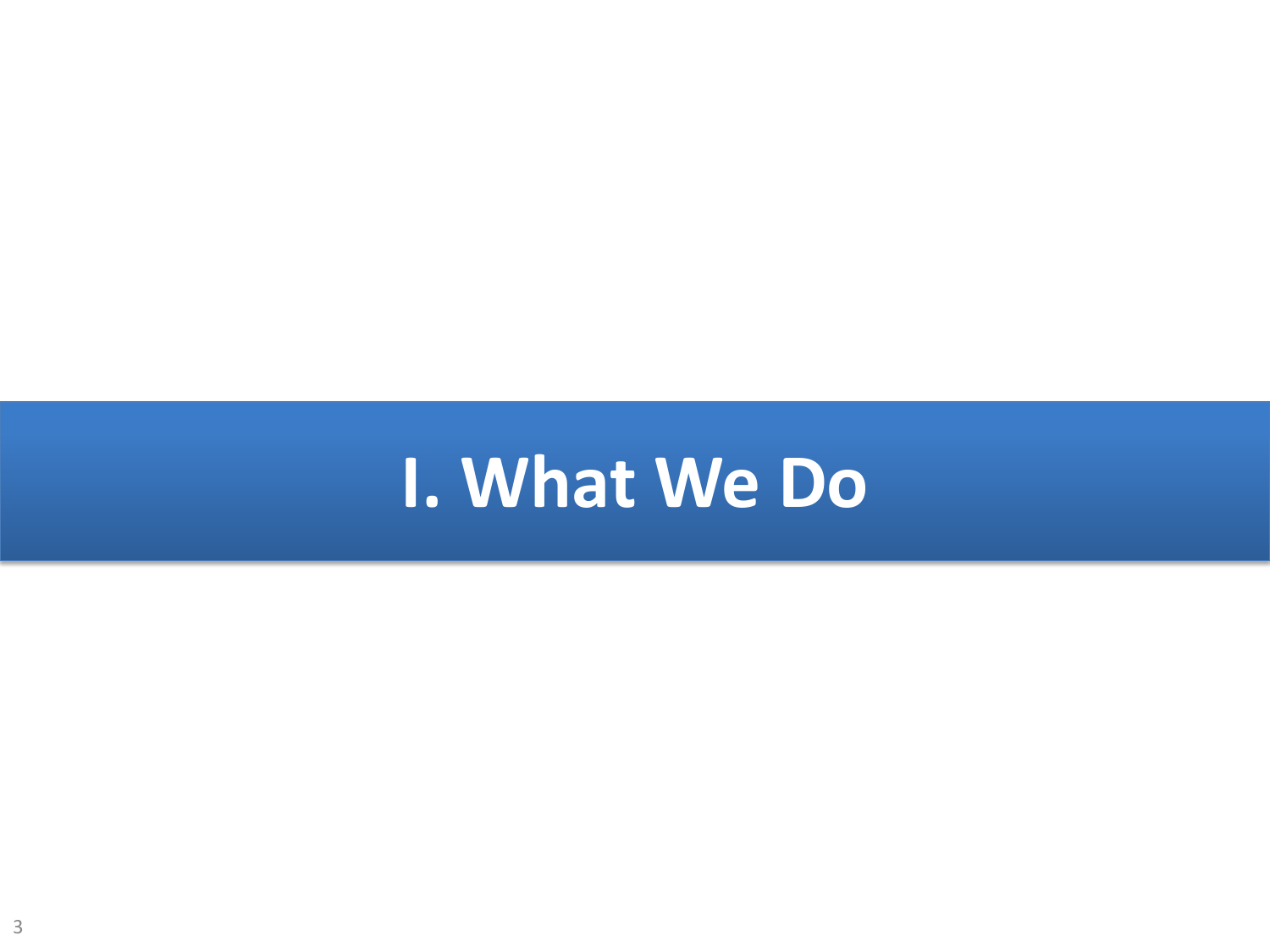# I. What We Do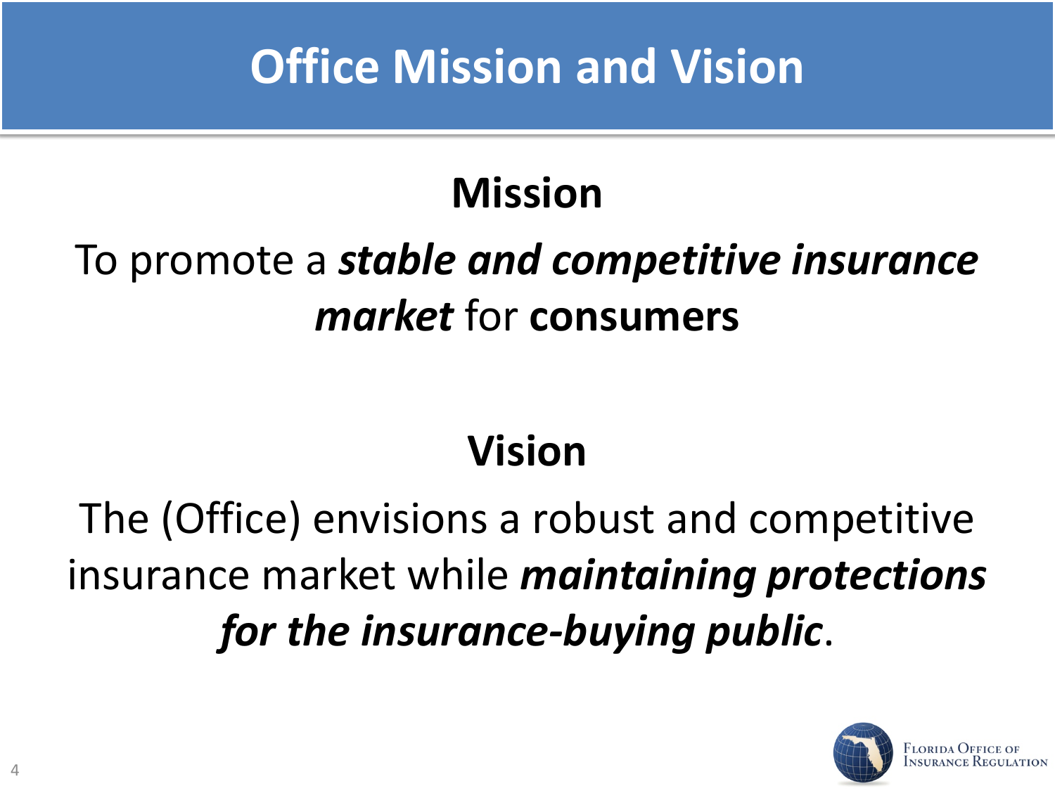# Office Mission and Vision

## Mission

To promote a ***stable and competitive insurance market*** for **consumers**

## Vision

The (Office) envisions a robust and competitive insurance market while ***maintaining protections for the insurance-buying public***.

Florida Office of Insurance Regulation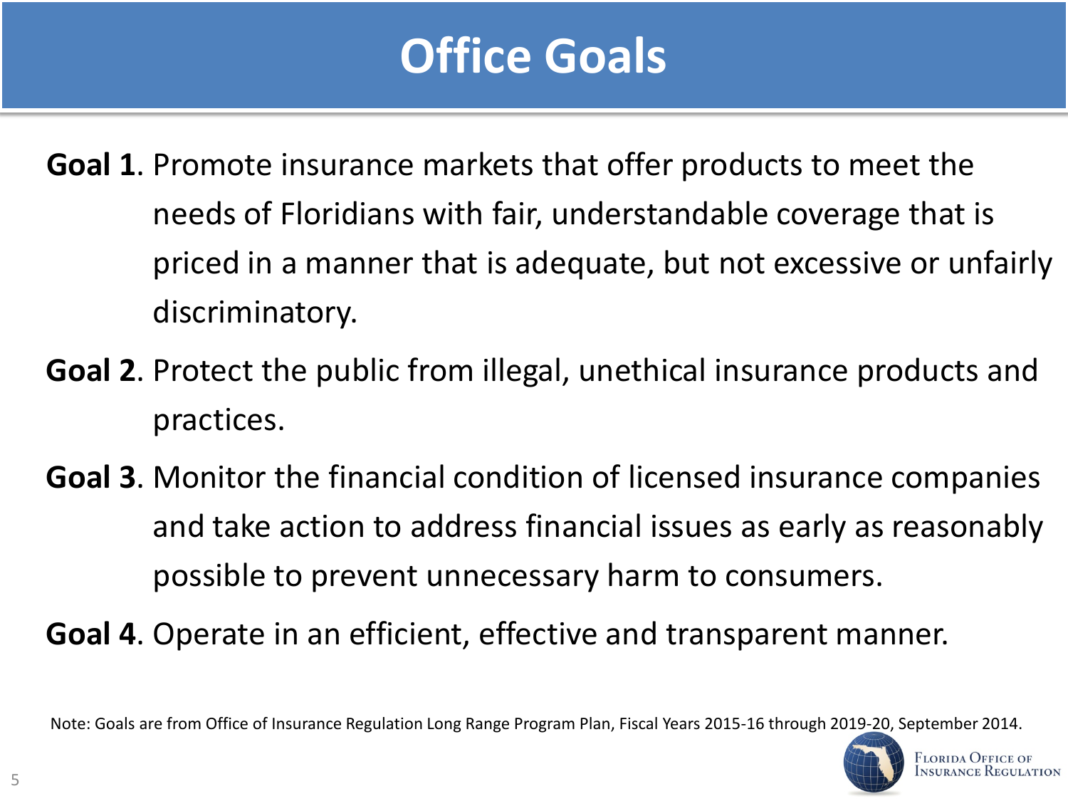# Office Goals

**Goal 1**. Promote insurance markets that offer products to meet the needs of Floridians with fair, understandable coverage that is priced in a manner that is adequate, but not excessive or unfairly discriminatory.

**Goal 2**. Protect the public from illegal, unethical insurance products and practices.

**Goal 3**. Monitor the financial condition of licensed insurance companies and take action to address financial issues as early as reasonably possible to prevent unnecessary harm to consumers.

**Goal 4**. Operate in an efficient, effective and transparent manner.

Note: Goals are from Office of Insurance Regulation Long Range Program Plan, Fiscal Years 2015-16 through 2019-20, September 2014.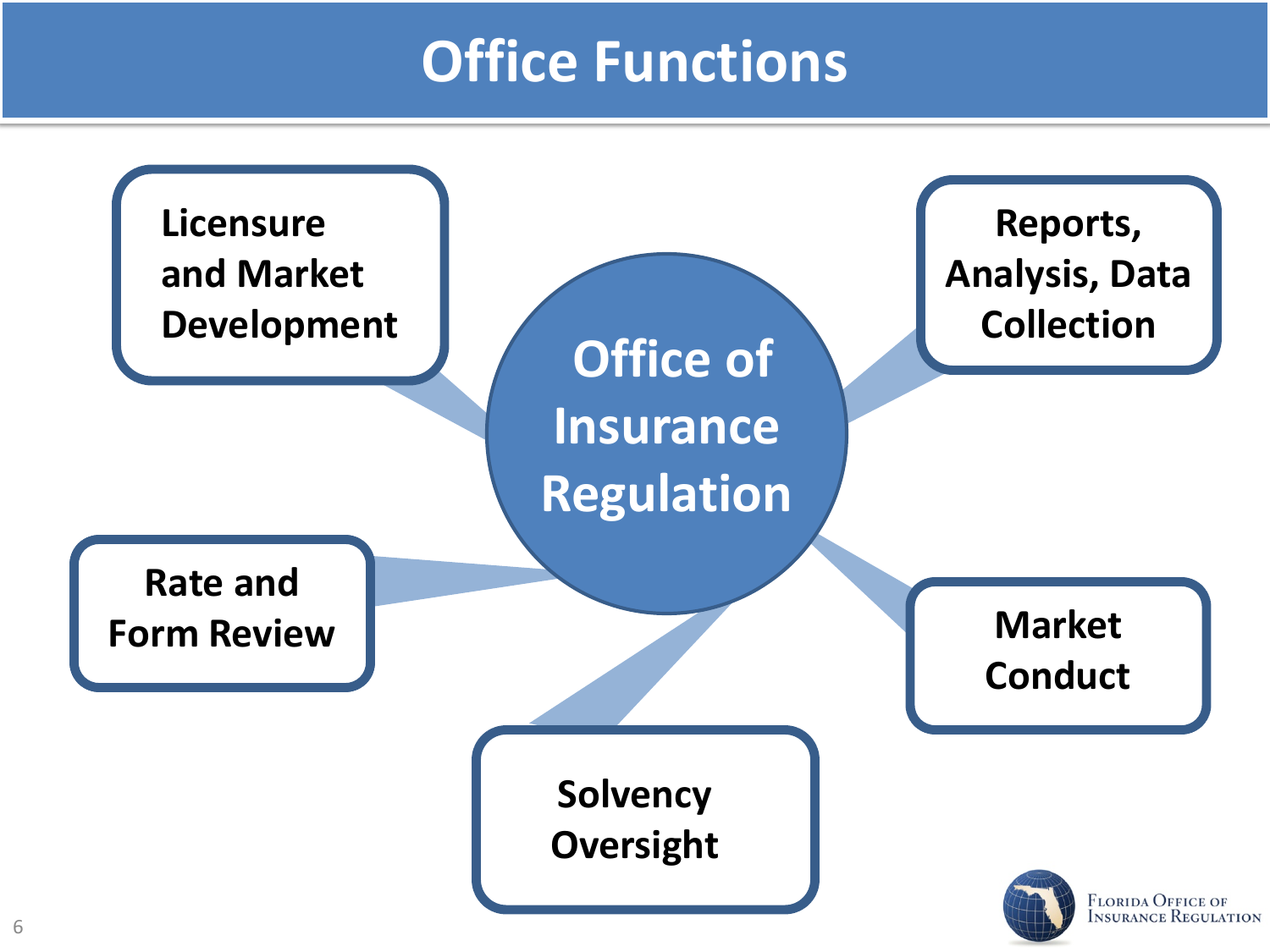# Office Functions

**Office of Insurance Regulation**

- Licensure and Market Development
- Reports, Analysis, Data Collection
- Rate and Form Review
- Market Conduct
- Solvency Oversight

Florida Office of Insurance Regulation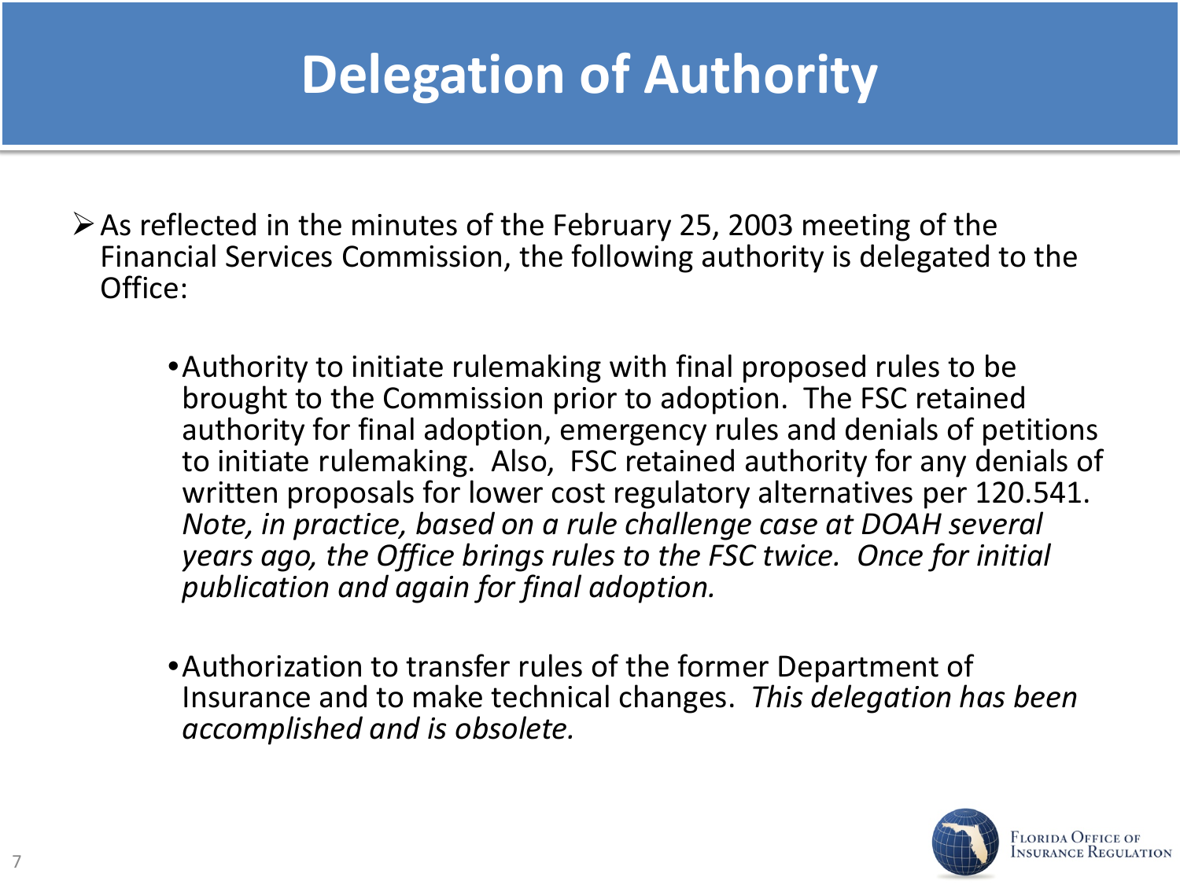# Delegation of Authority

- As reflected in the minutes of the February 25, 2003 meeting of the Financial Services Commission, the following authority is delegated to the Office:

  - Authority to initiate rulemaking with final proposed rules to be brought to the Commission prior to adoption. The FSC retained authority for final adoption, emergency rules and denials of petitions to initiate rulemaking. Also, FSC retained authority for any denials of written proposals for lower cost regulatory alternatives per 120.541. *Note, in practice, based on a rule challenge case at DOAH several years ago, the Office brings rules to the FSC twice. Once for initial publication and again for final adoption.*

  - Authorization to transfer rules of the former Department of Insurance and to make technical changes. *This delegation has been accomplished and is obsolete.*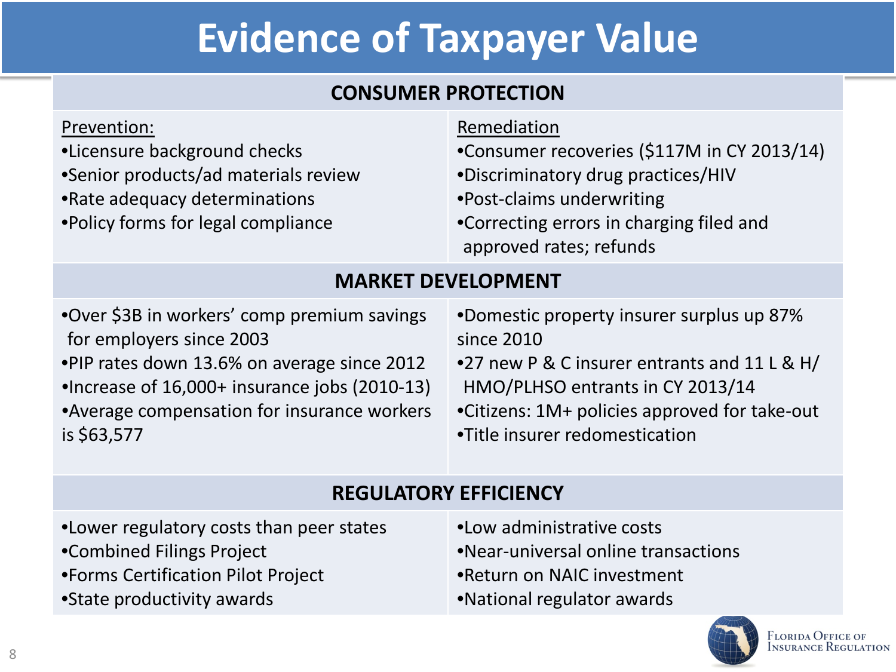# Evidence of Taxpayer Value

## CONSUMER PROTECTION

**Prevention:**

- Licensure background checks
- Senior products/ad materials review
- Rate adequacy determinations
- Policy forms for legal compliance

**Remediation**

- Consumer recoveries ($117M in CY 2013/14)
- Discriminatory drug practices/HIV
- Post-claims underwriting
- Correcting errors in charging filed and approved rates; refunds

## MARKET DEVELOPMENT

- Over $3B in workers' comp premium savings for employers since 2003
- PIP rates down 13.6% on average since 2012
- Increase of 16,000+ insurance jobs (2010-13)
- Average compensation for insurance workers is $63,577
- Domestic property insurer surplus up 87% since 2010
- 27 new P & C insurer entrants and 11 L & H/ HMO/PLHSO entrants in CY 2013/14
- Citizens: 1M+ policies approved for take-out
- Title insurer redomestication

## REGULATORY EFFICIENCY

- Lower regulatory costs than peer states
- Combined Filings Project
- Forms Certification Pilot Project
- State productivity awards
- Low administrative costs
- Near-universal online transactions
- Return on NAIC investment
- National regulator awards

Florida Office of Insurance Regulation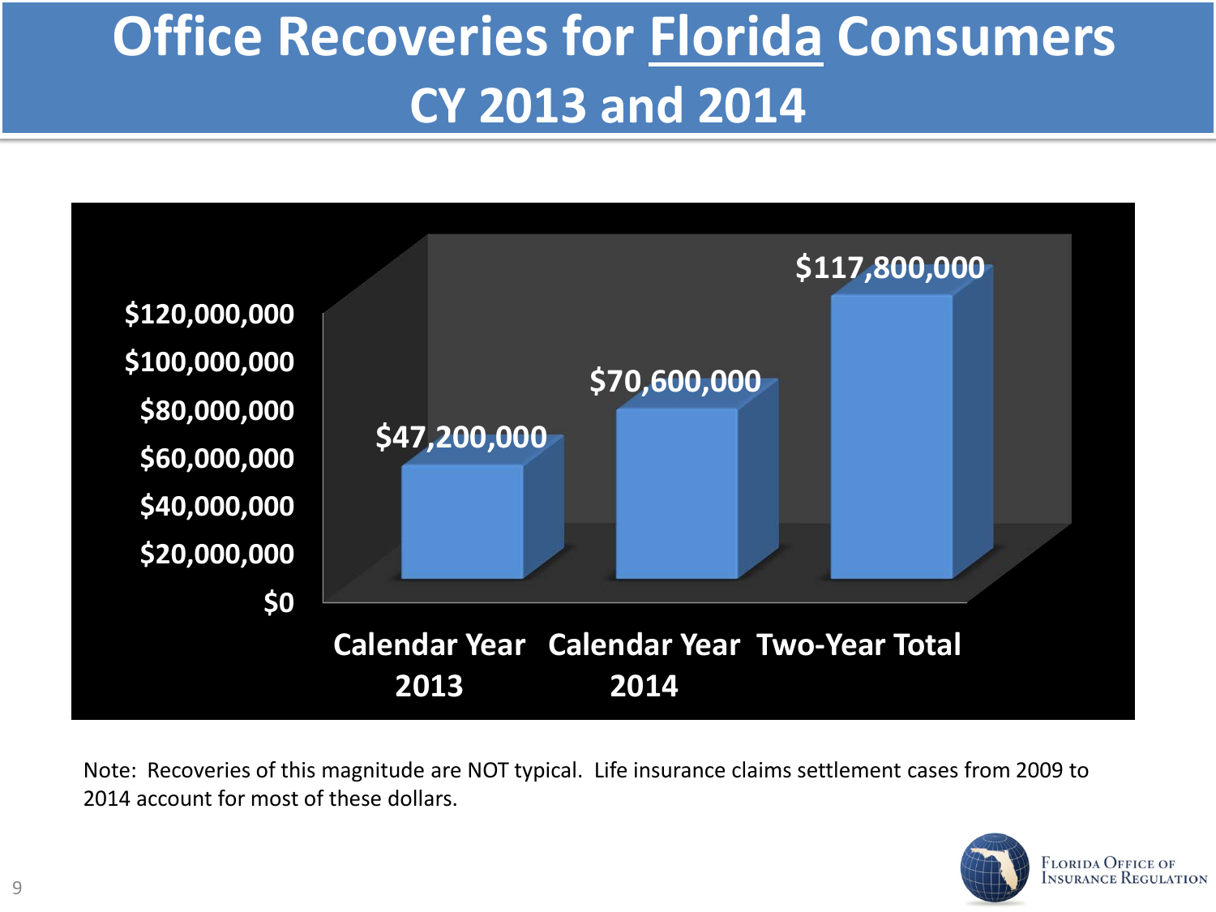# Office Recoveries for Florida Consumers CY 2013 and 2014

| | Amount |
|---|---|
| Calendar Year 2013 | $47,200,000 |
| Calendar Year 2014 | $70,600,000 |
| Two-Year Total | $117,800,000 |

Note: Recoveries of this magnitude are NOT typical. Life insurance claims settlement cases from 2009 to 2014 account for most of these dollars.

Florida Office of Insurance Regulation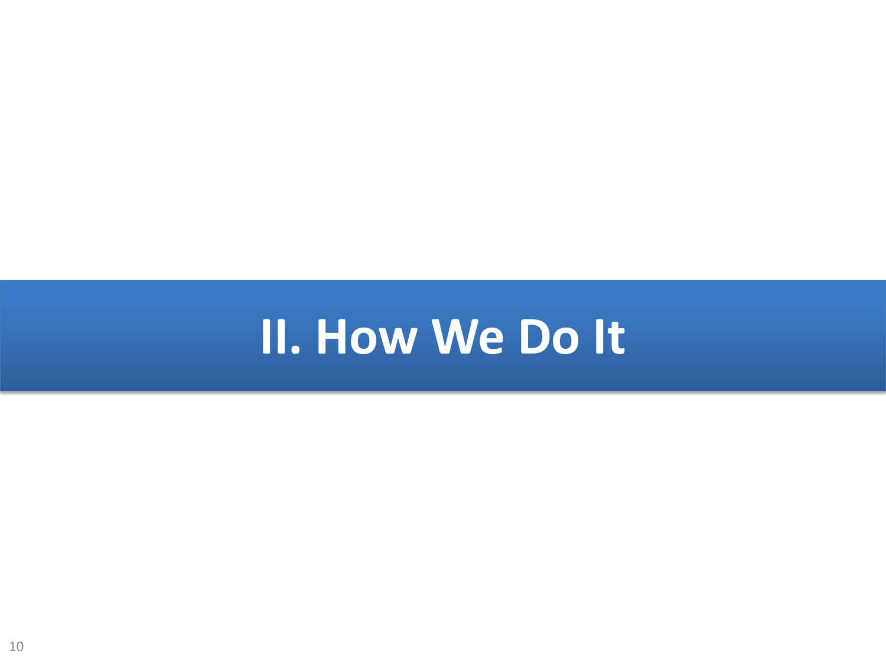# II. How We Do It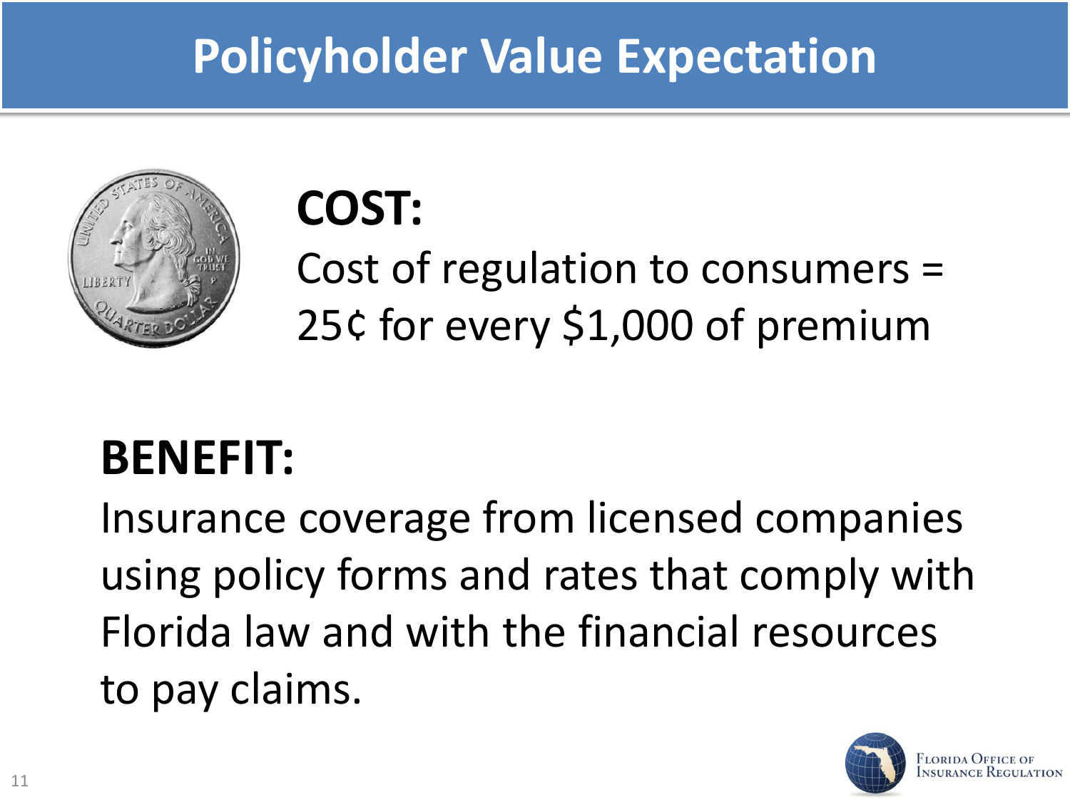# Policyholder Value Expectation

**COST:**

Cost of regulation to consumers = 25¢ for every $1,000 of premium

**BENEFIT:**

Insurance coverage from licensed companies using policy forms and rates that comply with Florida law and with the financial resources to pay claims.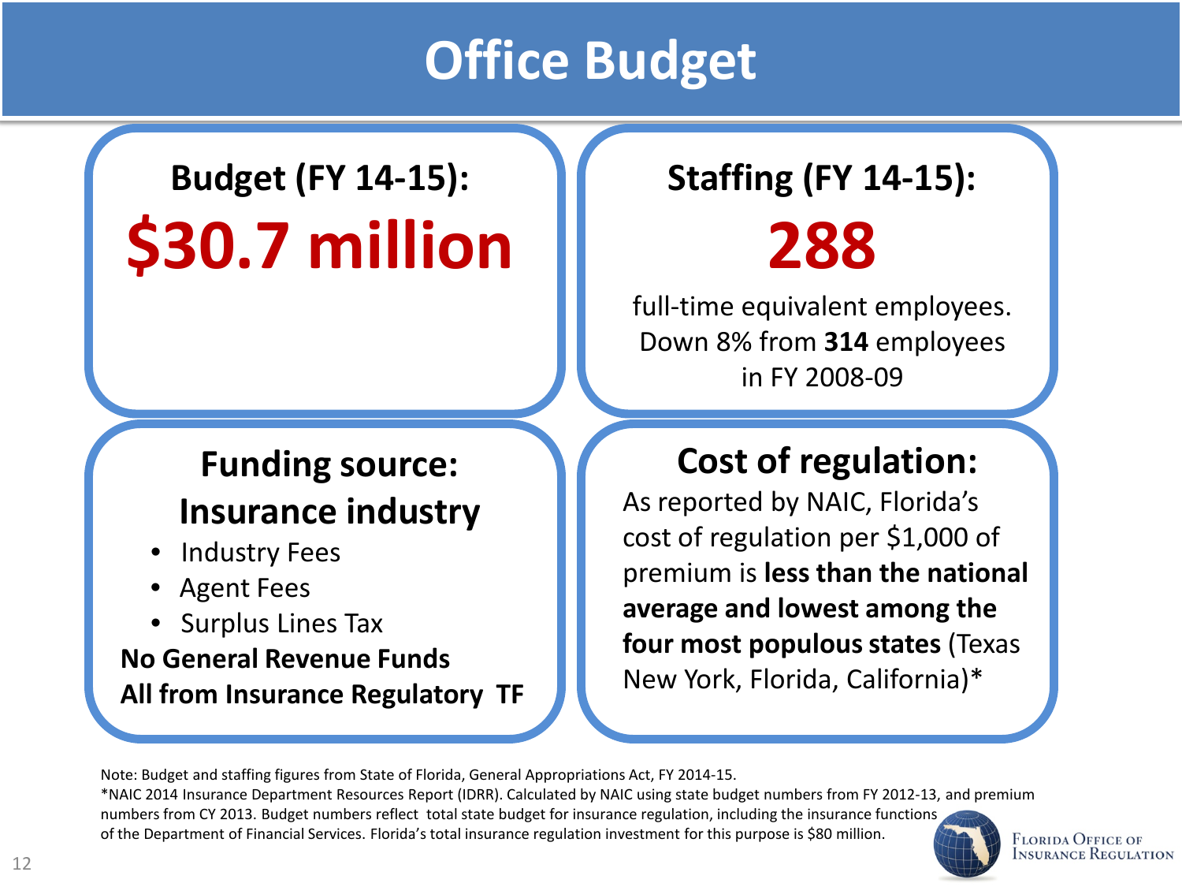# Office Budget

## Budget (FY 14-15):

**$30.7 million**

## Staffing (FY 14-15):

**288**

full-time equivalent employees. Down 8% from **314** employees in FY 2008-09

## Funding source: Insurance industry

- Industry Fees
- Agent Fees
- Surplus Lines Tax

**No General Revenue Funds**

**All from Insurance Regulatory TF**

## Cost of regulation:

As reported by NAIC, Florida's cost of regulation per $1,000 of premium is **less than the national average and lowest among the four most populous states** (Texas New York, Florida, California)*

Note: Budget and staffing figures from State of Florida, General Appropriations Act, FY 2014-15.

*NAIC 2014 Insurance Department Resources Report (IDRR). Calculated by NAIC using state budget numbers from FY 2012-13, and premium numbers from CY 2013. Budget numbers reflect total state budget for insurance regulation, including the insurance functions of the Department of Financial Services. Florida's total insurance regulation investment for this purpose is $80 million.

Florida Office of Insurance Regulation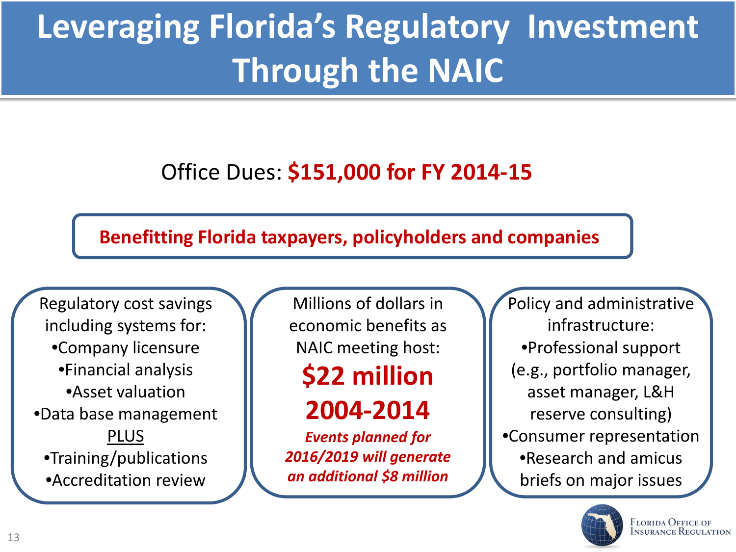# Leveraging Florida's Regulatory Investment Through the NAIC

Office Dues: **$151,000 for FY 2014-15**

**Benefitting Florida taxpayers, policyholders and companies**

Regulatory cost savings including systems for:

- Company licensure
- Financial analysis
- Asset valuation
- Data base management

PLUS

- Training/publications
- Accreditation review

Millions of dollars in economic benefits as NAIC meeting host:

**$22 million**

**2004-2014**

***Events planned for 2016/2019 will generate an additional $8 million***

Policy and administrative infrastructure:

- Professional support (e.g., portfolio manager, asset manager, L&H reserve consulting)
- Consumer representation
- Research and amicus briefs on major issues

Florida Office of Insurance Regulation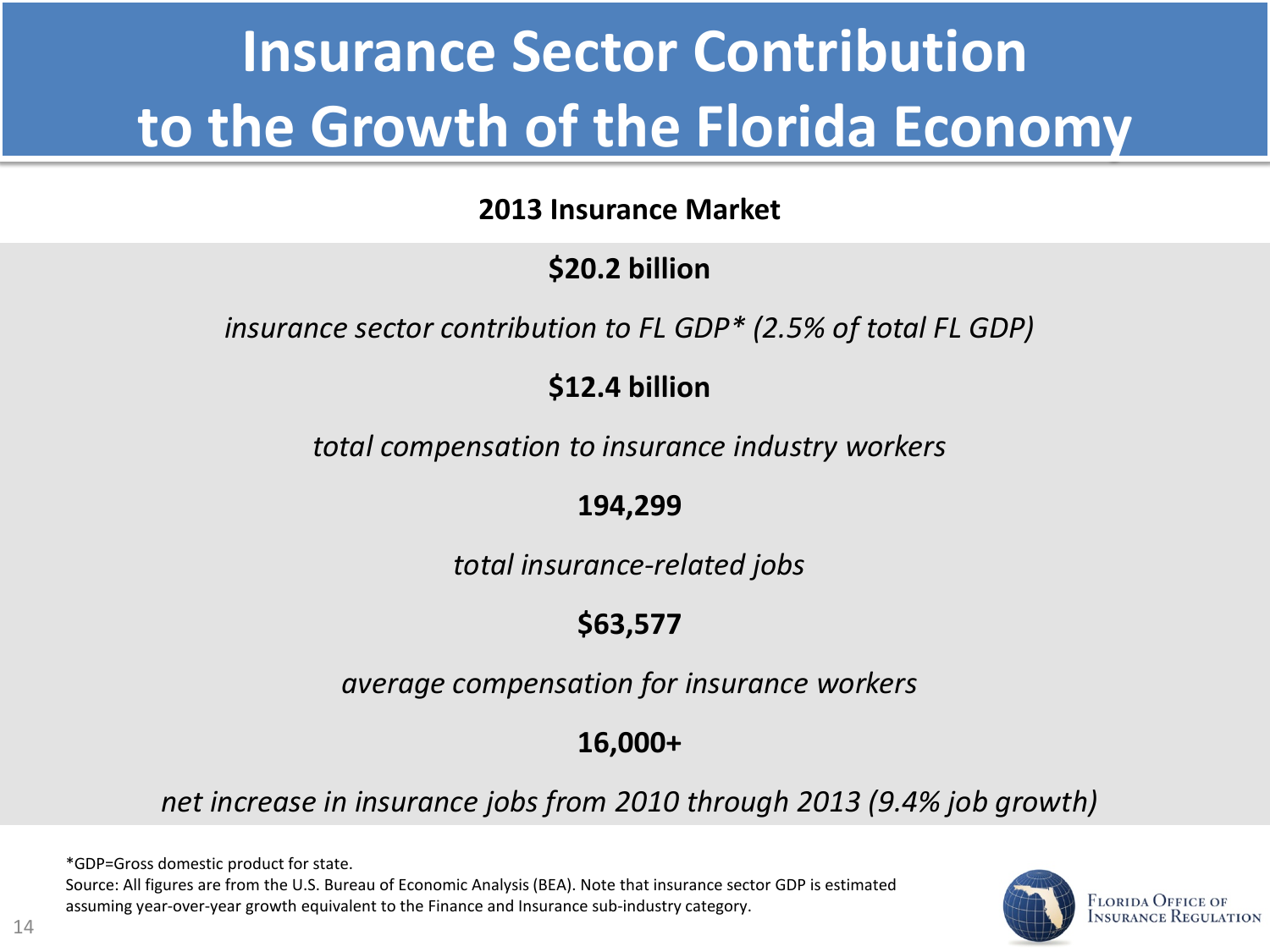# Insurance Sector Contribution to the Growth of the Florida Economy

**2013 Insurance Market**

**$20.2 billion**

*insurance sector contribution to FL GDP* (2.5% of total FL GDP)*

**$12.4 billion**

*total compensation to insurance industry workers*

**194,299**

*total insurance-related jobs*

**$63,577**

*average compensation for insurance workers*

**16,000+**

*net increase in insurance jobs from 2010 through 2013 (9.4% job growth)*

*GDP=Gross domestic product for state.

Source: All figures are from the U.S. Bureau of Economic Analysis (BEA). Note that insurance sector GDP is estimated assuming year-over-year growth equivalent to the Finance and Insurance sub-industry category.

Florida Office of Insurance Regulation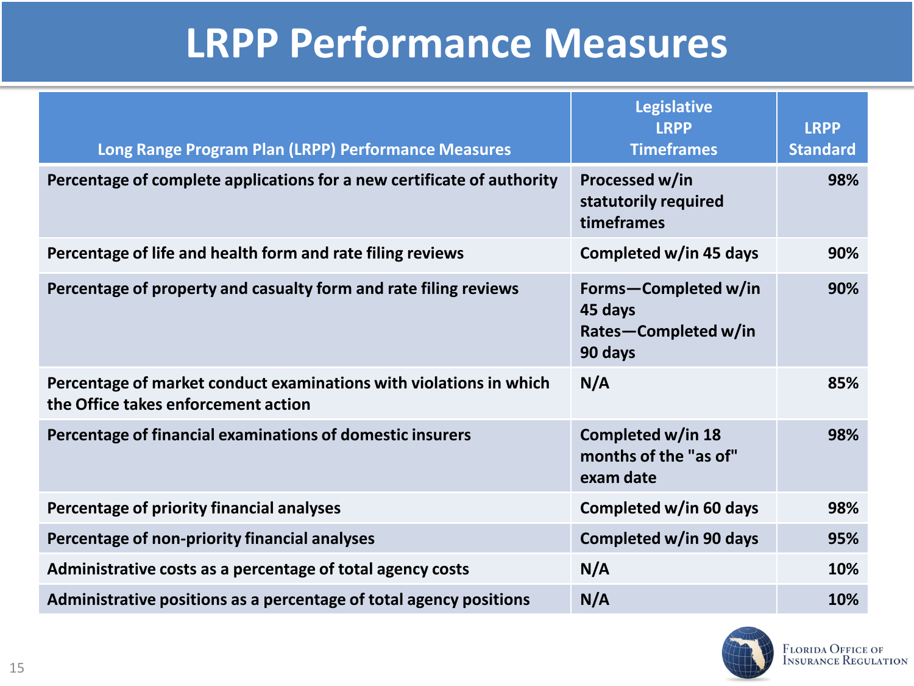# LRPP Performance Measures

| Long Range Program Plan (LRPP) Performance Measures | Legislative LRPP Timeframes | LRPP Standard |
|---|---|---|
| Percentage of complete applications for a new certificate of authority | Processed w/in statutorily required timeframes | 98% |
| Percentage of life and health form and rate filing reviews | Completed w/in 45 days | 90% |
| Percentage of property and casualty form and rate filing reviews | Forms—Completed w/in 45 days<br>Rates—Completed w/in 90 days | 90% |
| Percentage of market conduct examinations with violations in which the Office takes enforcement action | N/A | 85% |
| Percentage of financial examinations of domestic insurers | Completed w/in 18 months of the "as of" exam date | 98% |
| Percentage of priority financial analyses | Completed w/in 60 days | 98% |
| Percentage of non-priority financial analyses | Completed w/in 90 days | 95% |
| Administrative costs as a percentage of total agency costs | N/A | 10% |
| Administrative positions as a percentage of total agency positions | N/A | 10% |

Florida Office of Insurance Regulation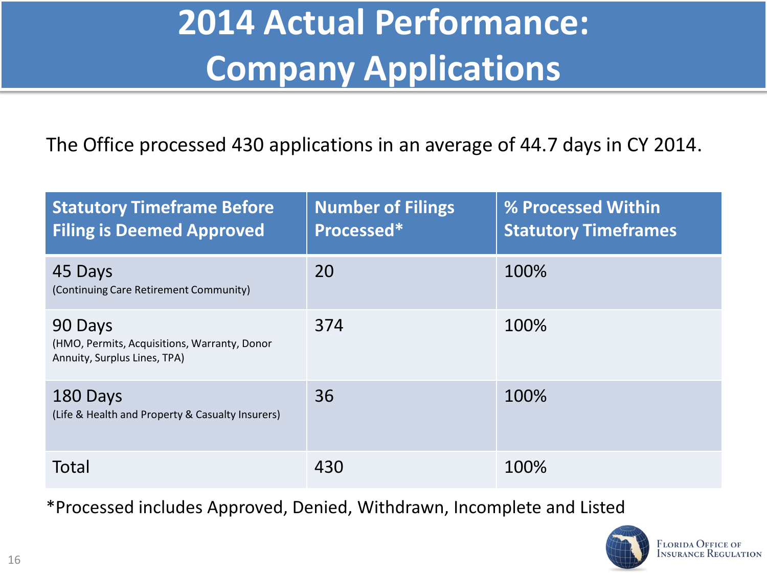# 2014 Actual Performance: Company Applications

The Office processed 430 applications in an average of 44.7 days in CY 2014.

| Statutory Timeframe Before Filing is Deemed Approved | Number of Filings Processed* | % Processed Within Statutory Timeframes |
|---|---|---|
| 45 Days (Continuing Care Retirement Community) | 20 | 100% |
| 90 Days (HMO, Permits, Acquisitions, Warranty, Donor Annuity, Surplus Lines, TPA) | 374 | 100% |
| 180 Days (Life & Health and Property & Casualty Insurers) | 36 | 100% |
| Total | 430 | 100% |

*Processed includes Approved, Denied, Withdrawn, Incomplete and Listed

Florida Office of Insurance Regulation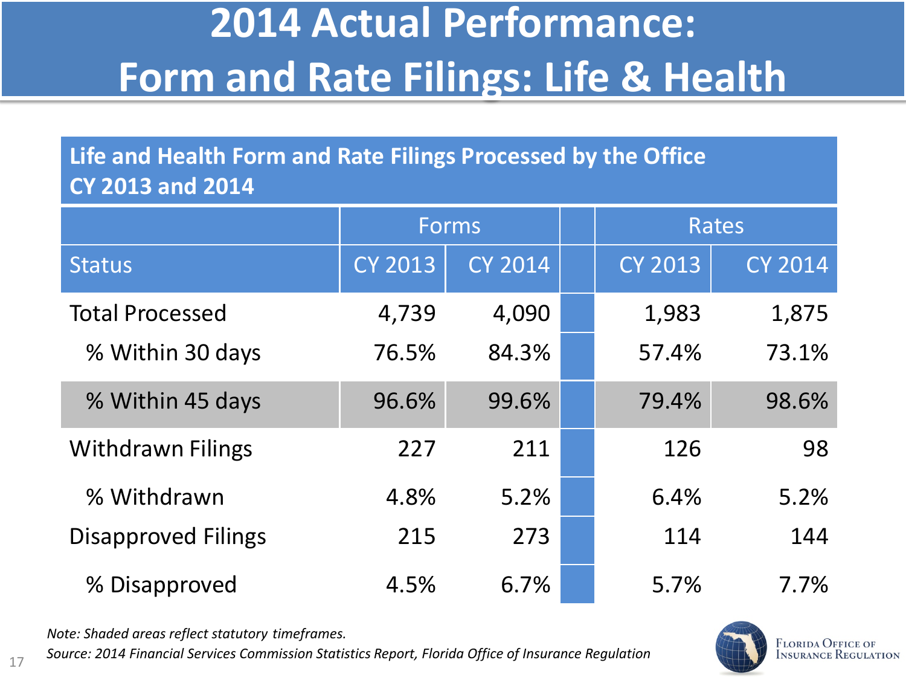# 2014 Actual Performance: Form and Rate Filings: Life & Health

**Life and Health Form and Rate Filings Processed by the Office CY 2013 and 2014**

| | Forms | | | Rates | |
|---|---|---|---|---|---|
| Status | CY 2013 | CY 2014 | | CY 2013 | CY 2014 |
| Total Processed | 4,739 | 4,090 | | 1,983 | 1,875 |
| % Within 30 days | 76.5% | 84.3% | | 57.4% | 73.1% |
| % Within 45 days | 96.6% | 99.6% | | 79.4% | 98.6% |
| Withdrawn Filings | 227 | 211 | | 126 | 98 |
| % Withdrawn | 4.8% | 5.2% | | 6.4% | 5.2% |
| Disapproved Filings | 215 | 273 | | 114 | 144 |
| % Disapproved | 4.5% | 6.7% | | 5.7% | 7.7% |

*Note: Shaded areas reflect statutory timeframes.*

*Source: 2014 Financial Services Commission Statistics Report, Florida Office of Insurance Regulation*

Florida Office of Insurance Regulation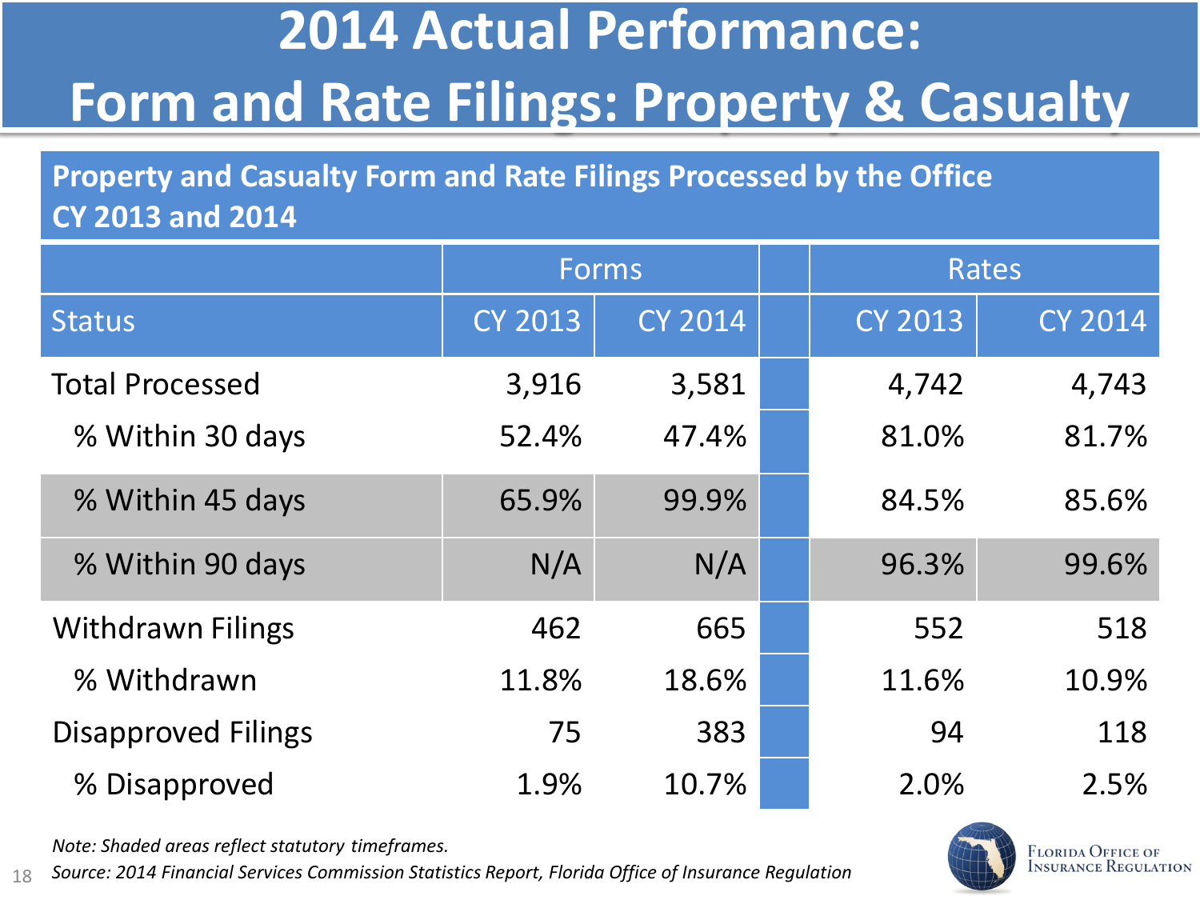# 2014 Actual Performance: Form and Rate Filings: Property & Casualty

**Property and Casualty Form and Rate Filings Processed by the Office CY 2013 and 2014**

| | Forms | | | Rates | |
|---|---|---|---|---|---|
| Status | CY 2013 | CY 2014 | | CY 2013 | CY 2014 |
| Total Processed | 3,916 | 3,581 | | 4,742 | 4,743 |
| % Within 30 days | 52.4% | 47.4% | | 81.0% | 81.7% |
| % Within 45 days | 65.9% | 99.9% | | 84.5% | 85.6% |
| % Within 90 days | N/A | N/A | | 96.3% | 99.6% |
| Withdrawn Filings | 462 | 665 | | 552 | 518 |
| % Withdrawn | 11.8% | 18.6% | | 11.6% | 10.9% |
| Disapproved Filings | 75 | 383 | | 94 | 118 |
| % Disapproved | 1.9% | 10.7% | | 2.0% | 2.5% |

*Note: Shaded areas reflect statutory timeframes.*

*Source: 2014 Financial Services Commission Statistics Report, Florida Office of Insurance Regulation*

Florida Office of Insurance Regulation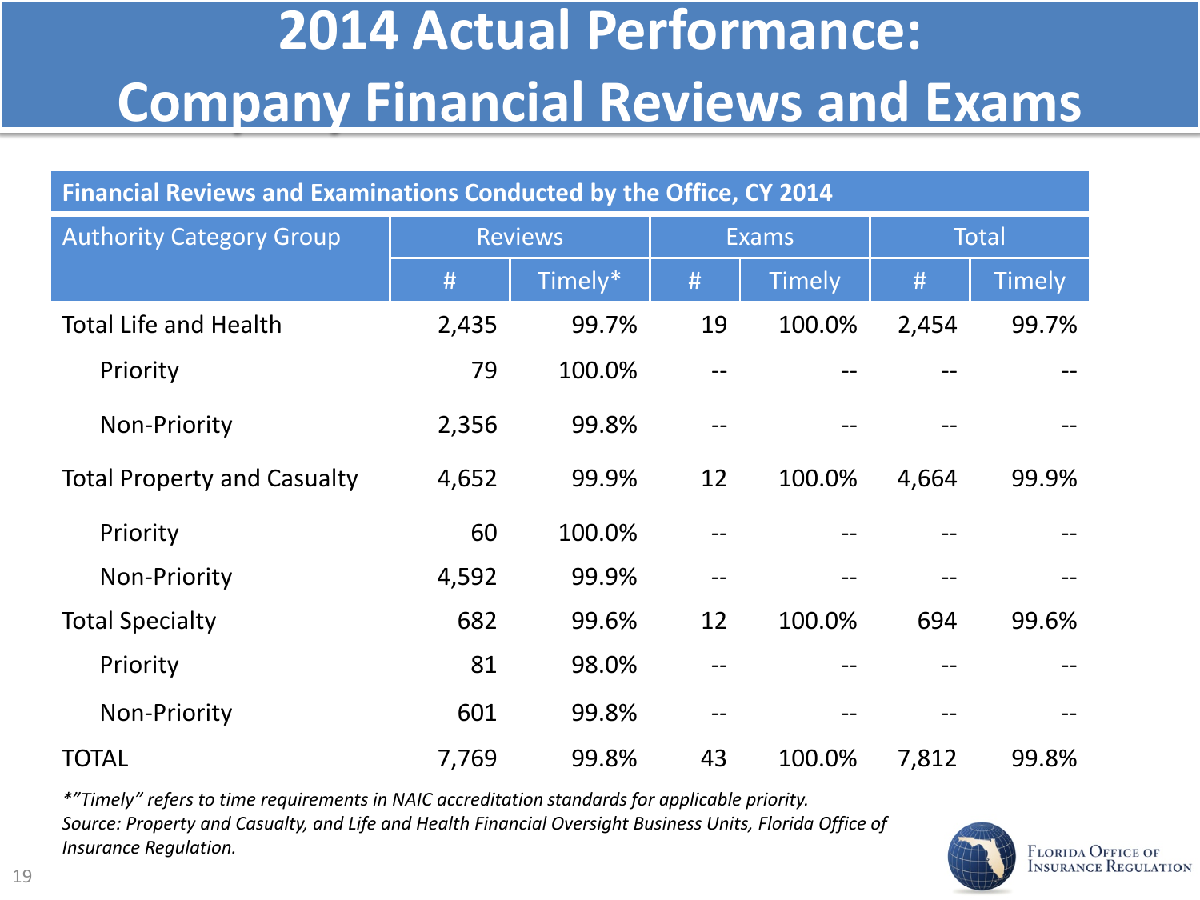# 2014 Actual Performance: Company Financial Reviews and Exams

| Financial Reviews and Examinations Conducted by the Office, CY 2014 | | | | | | |
|---|---|---|---|---|---|---|
| Authority Category Group | Reviews | | Exams | | Total | |
| | # | Timely* | # | Timely | # | Timely |
| Total Life and Health | 2,435 | 99.7% | 19 | 100.0% | 2,454 | 99.7% |
| Priority | 79 | 100.0% | -- | -- | -- | -- |
| Non-Priority | 2,356 | 99.8% | -- | -- | -- | -- |
| Total Property and Casualty | 4,652 | 99.9% | 12 | 100.0% | 4,664 | 99.9% |
| Priority | 60 | 100.0% | -- | -- | -- | -- |
| Non-Priority | 4,592 | 99.9% | -- | -- | -- | -- |
| Total Specialty | 682 | 99.6% | 12 | 100.0% | 694 | 99.6% |
| Priority | 81 | 98.0% | -- | -- | -- | -- |
| Non-Priority | 601 | 99.8% | -- | -- | -- | -- |
| TOTAL | 7,769 | 99.8% | 43 | 100.0% | 7,812 | 99.8% |

*\*"Timely" refers to time requirements in NAIC accreditation standards for applicable priority.*
*Source: Property and Casualty, and Life and Health Financial Oversight Business Units, Florida Office of Insurance Regulation.*

Florida Office of Insurance Regulation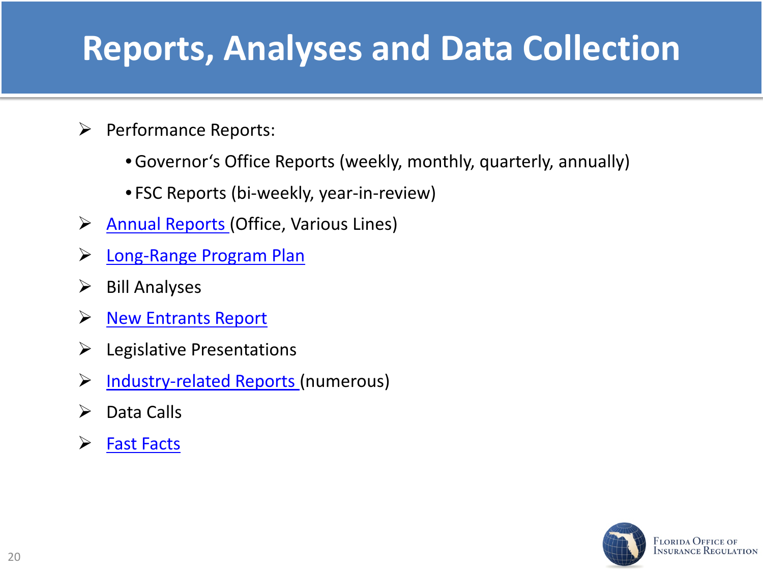# Reports, Analyses and Data Collection

- Performance Reports:
  - Governor's Office Reports (weekly, monthly, quarterly, annually)
  - FSC Reports (bi-weekly, year-in-review)
- Annual Reports (Office, Various Lines)
- Long-Range Program Plan
- Bill Analyses
- New Entrants Report
- Legislative Presentations
- Industry-related Reports (numerous)
- Data Calls
- Fast Facts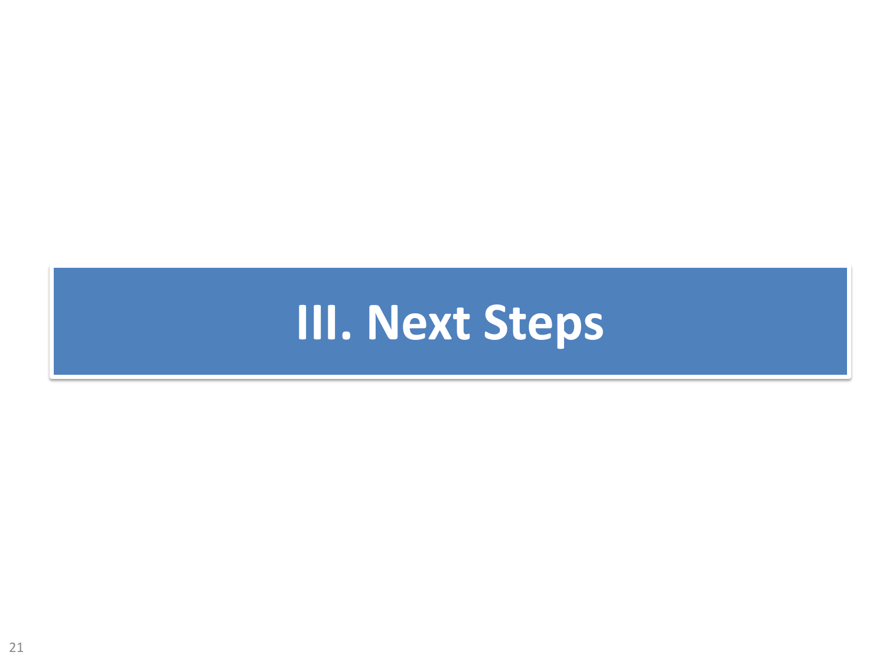# III. Next Steps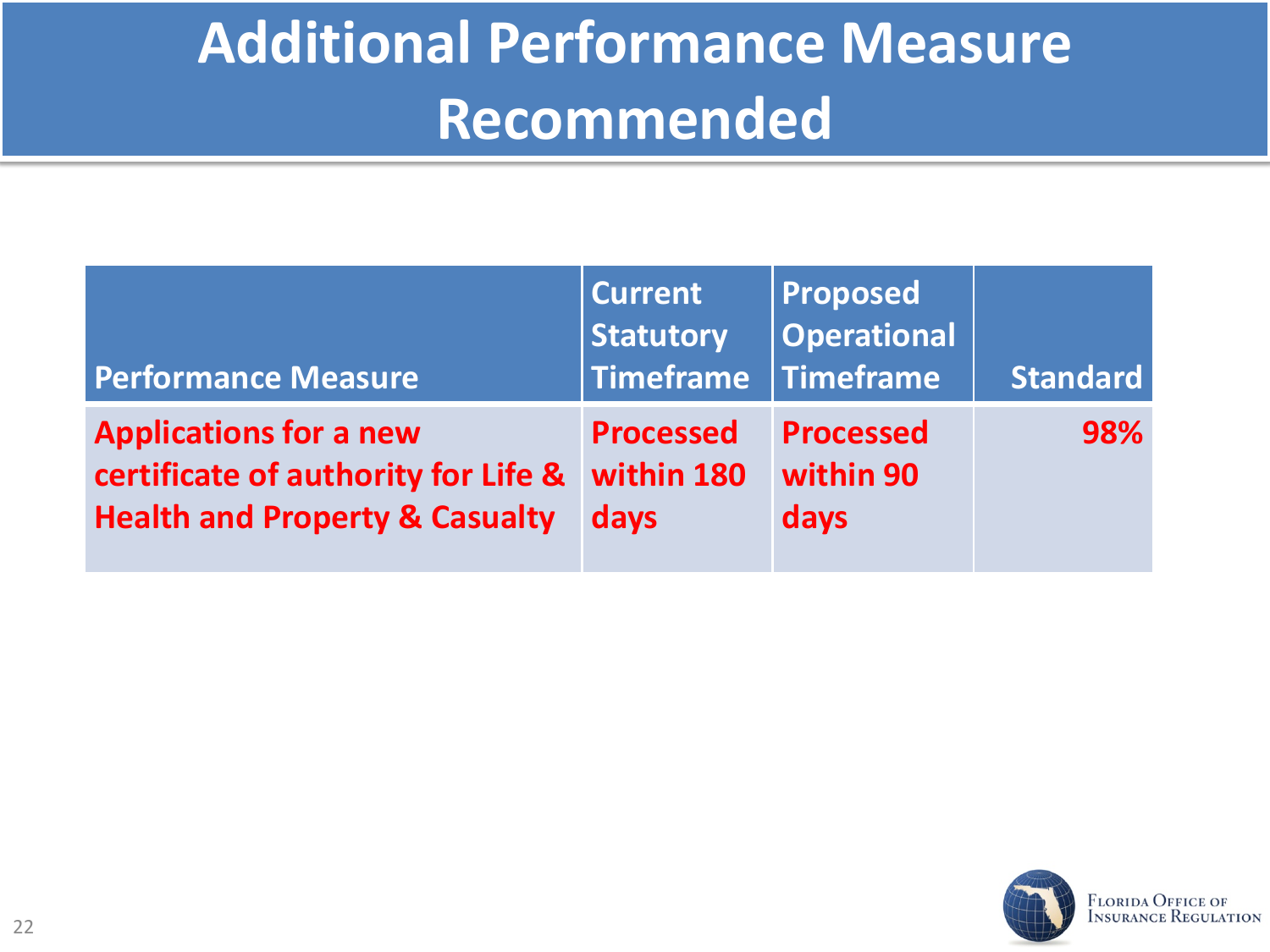# Additional Performance Measure Recommended

| Performance Measure | Current Statutory Timeframe | Proposed Operational Timeframe | Standard |
|---|---|---|---|
| Applications for a new certificate of authority for Life & Health and Property & Casualty | Processed within 180 days | Processed within 90 days | 98% |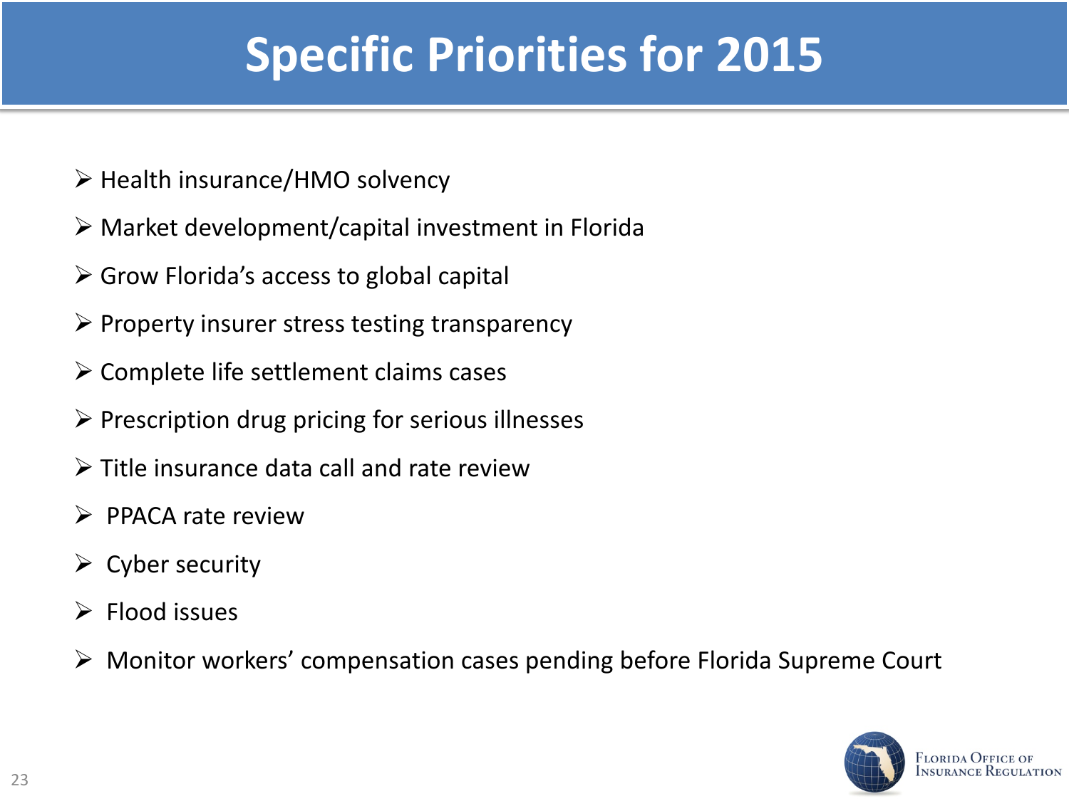# Specific Priorities for 2015

- Health insurance/HMO solvency
- Market development/capital investment in Florida
- Grow Florida's access to global capital
- Property insurer stress testing transparency
- Complete life settlement claims cases
- Prescription drug pricing for serious illnesses
- Title insurance data call and rate review
- PPACA rate review
- Cyber security
- Flood issues
- Monitor workers' compensation cases pending before Florida Supreme Court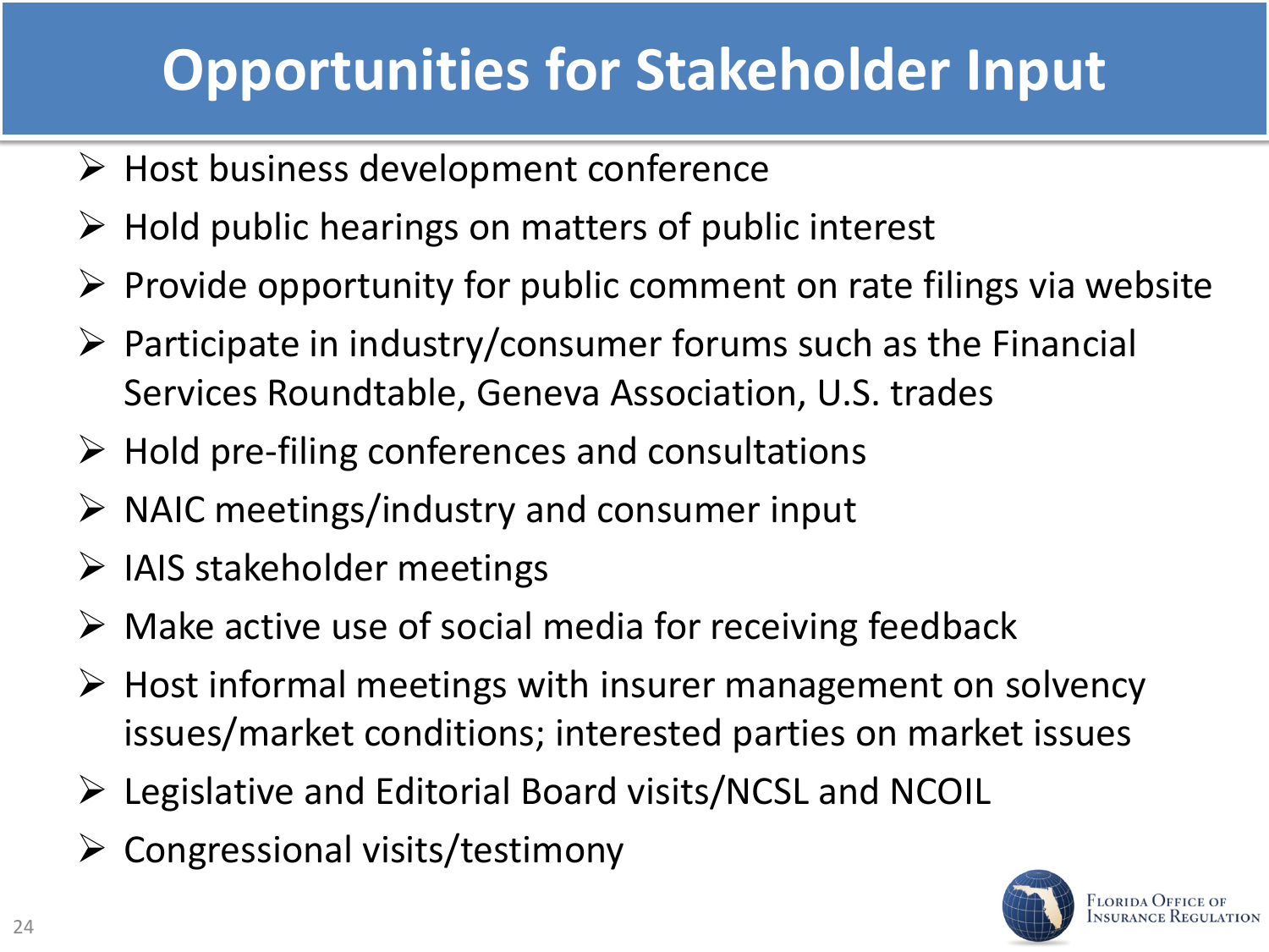# Opportunities for Stakeholder Input

- Host business development conference
- Hold public hearings on matters of public interest
- Provide opportunity for public comment on rate filings via website
- Participate in industry/consumer forums such as the Financial Services Roundtable, Geneva Association, U.S. trades
- Hold pre-filing conferences and consultations
- NAIC meetings/industry and consumer input
- IAIS stakeholder meetings
- Make active use of social media for receiving feedback
- Host informal meetings with insurer management on solvency issues/market conditions; interested parties on market issues
- Legislative and Editorial Board visits/NCSL and NCOIL
- Congressional visits/testimony

Florida Office of Insurance Regulation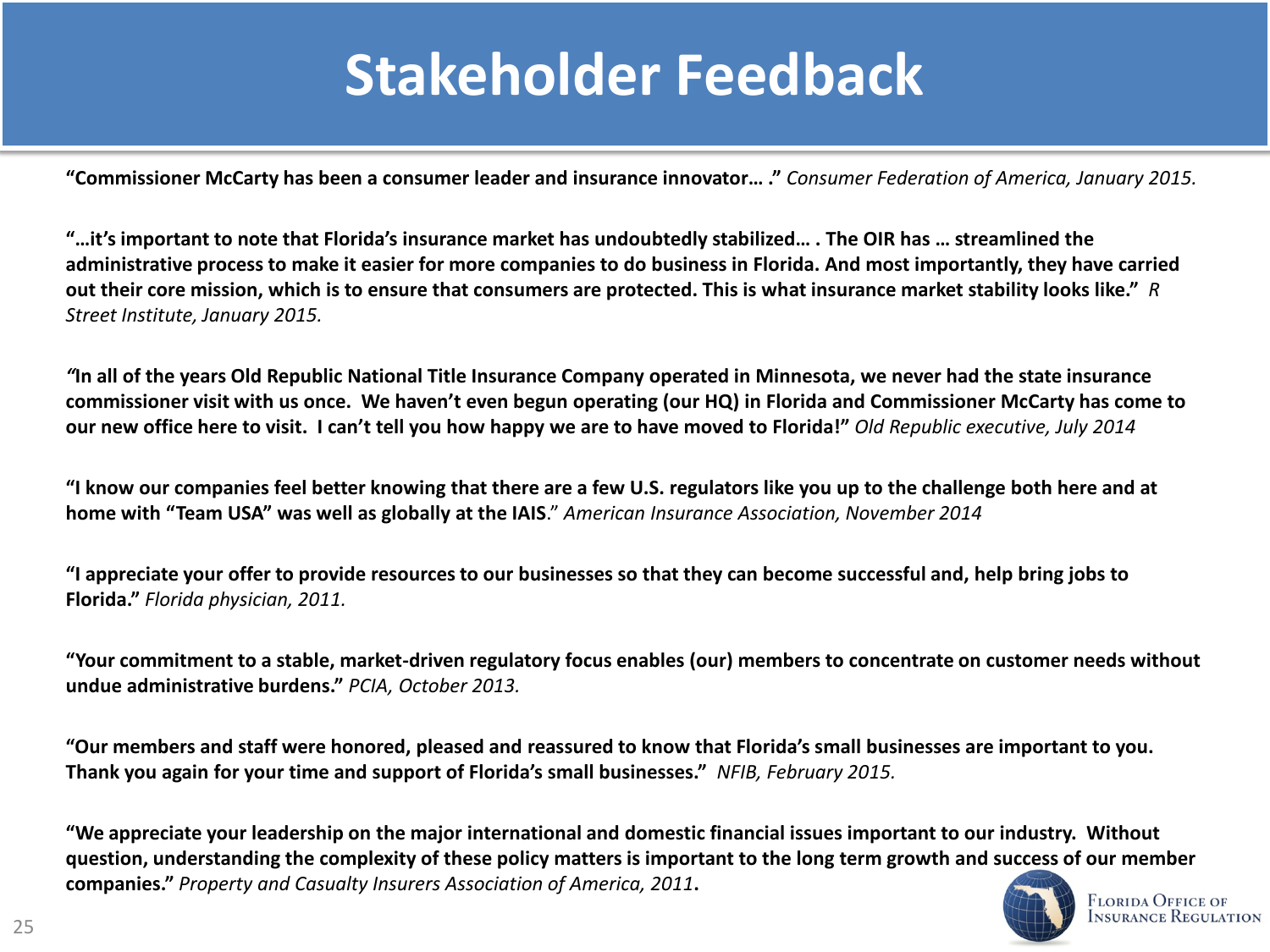# Stakeholder Feedback

**"Commissioner McCarty has been a consumer leader and insurance innovator… ."** *Consumer Federation of America, January 2015.*

**"…it's important to note that Florida's insurance market has undoubtedly stabilized… . The OIR has … streamlined the administrative process to make it easier for more companies to do business in Florida. And most importantly, they have carried out their core mission, which is to ensure that consumers are protected. This is what insurance market stability looks like."** *R Street Institute, January 2015.*

**"In all of the years Old Republic National Title Insurance Company operated in Minnesota, we never had the state insurance commissioner visit with us once. We haven't even begun operating (our HQ) in Florida and Commissioner McCarty has come to our new office here to visit. I can't tell you how happy we are to have moved to Florida!"** *Old Republic executive, July 2014*

**"I know our companies feel better knowing that there are a few U.S. regulators like you up to the challenge both here and at home with "Team USA" was well as globally at the IAIS."** *American Insurance Association, November 2014*

**"I appreciate your offer to provide resources to our businesses so that they can become successful and, help bring jobs to Florida."** *Florida physician, 2011.*

**"Your commitment to a stable, market-driven regulatory focus enables (our) members to concentrate on customer needs without undue administrative burdens."** *PCIA, October 2013.*

**"Our members and staff were honored, pleased and reassured to know that Florida's small businesses are important to you. Thank you again for your time and support of Florida's small businesses."** *NFIB, February 2015.*

**"We appreciate your leadership on the major international and domestic financial issues important to our industry. Without question, understanding the complexity of these policy matters is important to the long term growth and success of our member companies."** *Property and Casualty Insurers Association of America, 2011*.

Florida Office of Insurance Regulation